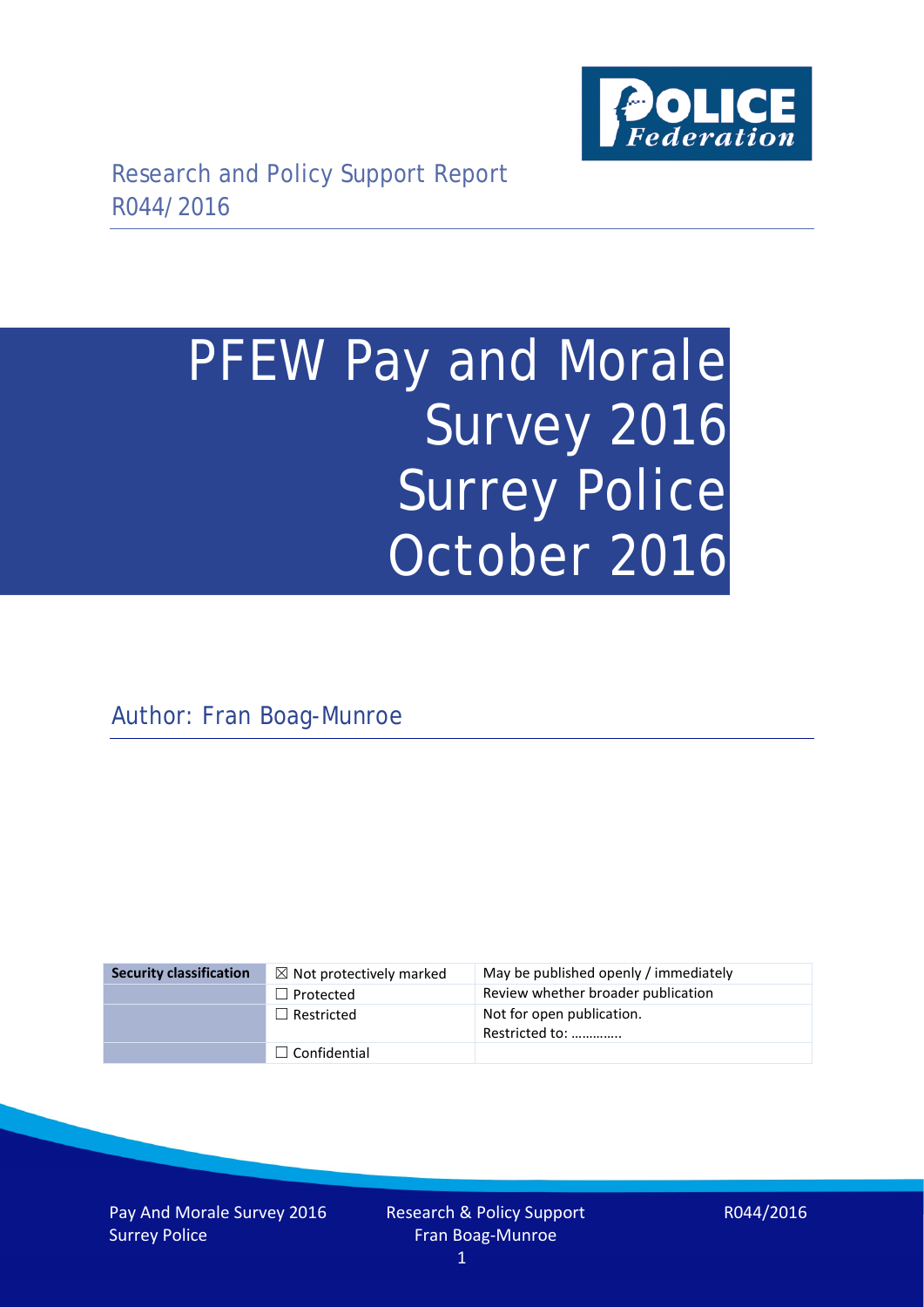Research and Policy Support Report
R044/2016

# PFEW Pay and Morale Survey 2016 Surrey Police October 2016

Author: Fran Boag-Munroe

| Security classification | ☒ Not protectively marked | May be published openly / immediately |
| --- | --- | --- |
| | ☐ Protected | Review whether broader publication |
| | ☐ Restricted | Not for open publication. Restricted to: ………….. |
| | ☐ Confidential | |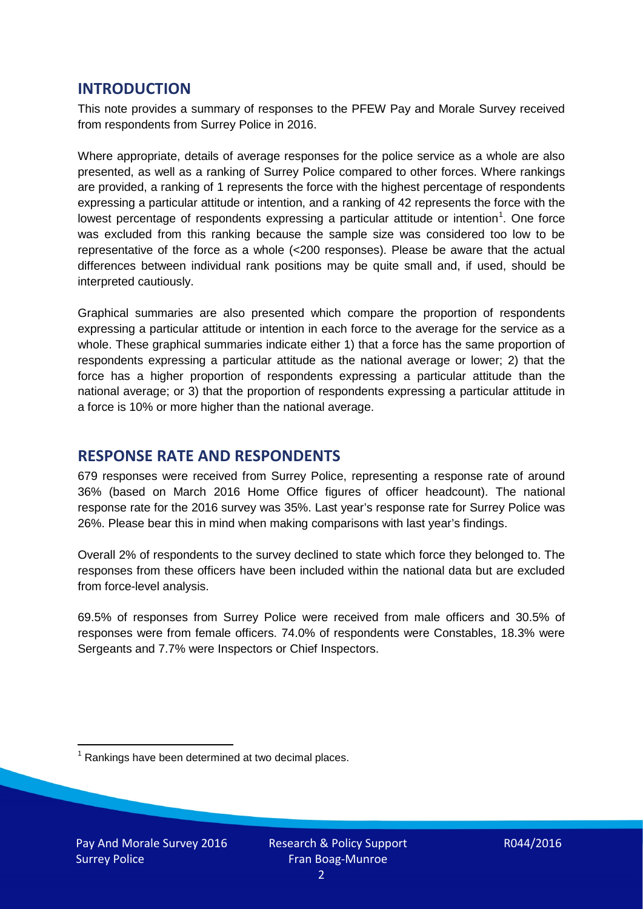## INTRODUCTION

This note provides a summary of responses to the PFEW Pay and Morale Survey received from respondents from Surrey Police in 2016.

Where appropriate, details of average responses for the police service as a whole are also presented, as well as a ranking of Surrey Police compared to other forces. Where rankings are provided, a ranking of 1 represents the force with the highest percentage of respondents expressing a particular attitude or intention, and a ranking of 42 represents the force with the lowest percentage of respondents expressing a particular attitude or intention[1]. One force was excluded from this ranking because the sample size was considered too low to be representative of the force as a whole (<200 responses). Please be aware that the actual differences between individual rank positions may be quite small and, if used, should be interpreted cautiously.

Graphical summaries are also presented which compare the proportion of respondents expressing a particular attitude or intention in each force to the average for the service as a whole. These graphical summaries indicate either 1) that a force has the same proportion of respondents expressing a particular attitude as the national average or lower; 2) that the force has a higher proportion of respondents expressing a particular attitude than the national average; or 3) that the proportion of respondents expressing a particular attitude in a force is 10% or more higher than the national average.

## RESPONSE RATE AND RESPONDENTS

679 responses were received from Surrey Police, representing a response rate of around 36% (based on March 2016 Home Office figures of officer headcount). The national response rate for the 2016 survey was 35%. Last year's response rate for Surrey Police was 26%. Please bear this in mind when making comparisons with last year's findings.

Overall 2% of respondents to the survey declined to state which force they belonged to. The responses from these officers have been included within the national data but are excluded from force-level analysis.

69.5% of responses from Surrey Police were received from male officers and 30.5% of responses were from female officers. 74.0% of respondents were Constables, 18.3% were Sergeants and 7.7% were Inspectors or Chief Inspectors.

[1] Rankings have been determined at two decimal places.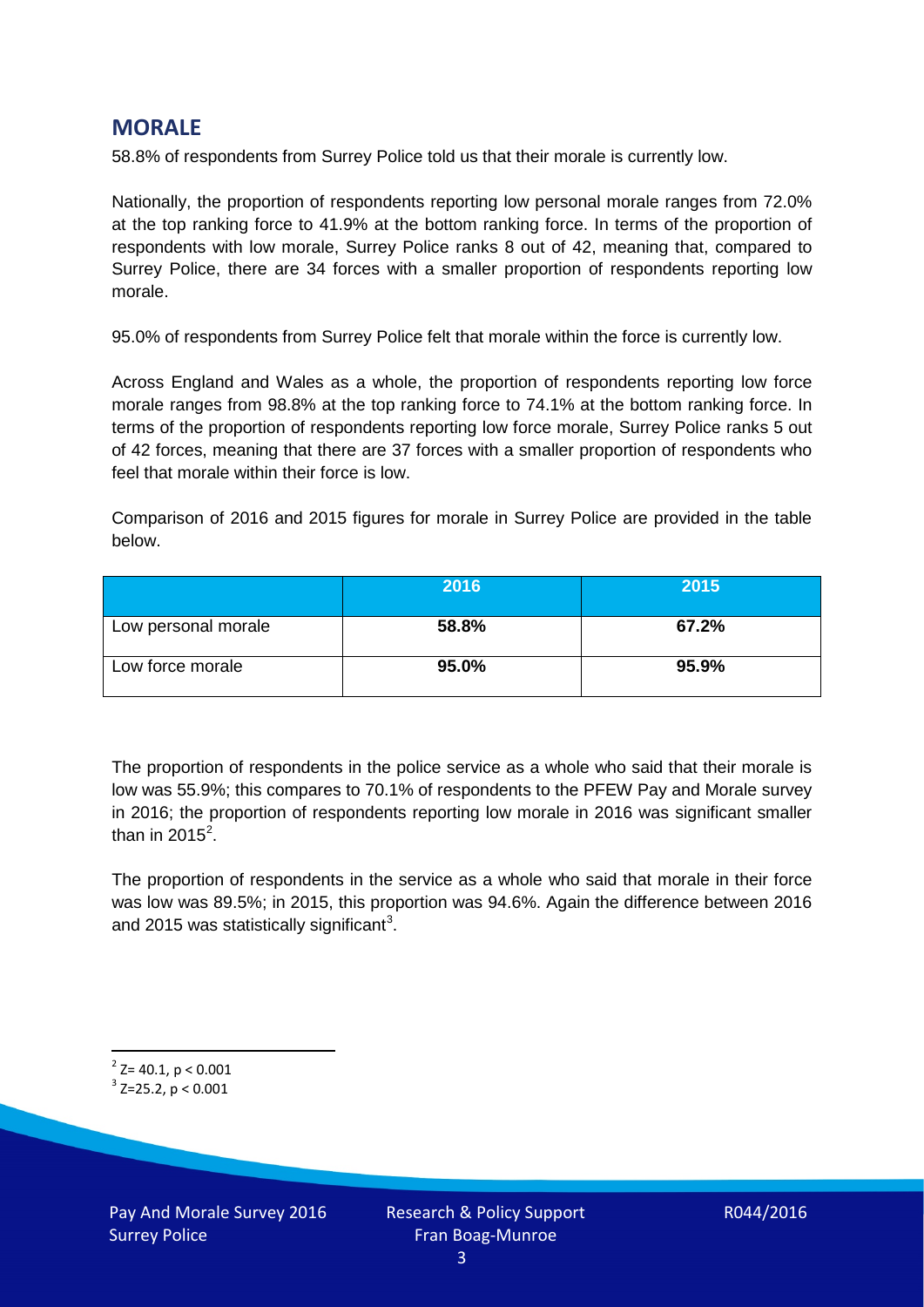## MORALE

58.8% of respondents from Surrey Police told us that their morale is currently low.

Nationally, the proportion of respondents reporting low personal morale ranges from 72.0% at the top ranking force to 41.9% at the bottom ranking force. In terms of the proportion of respondents with low morale, Surrey Police ranks 8 out of 42, meaning that, compared to Surrey Police, there are 34 forces with a smaller proportion of respondents reporting low morale.

95.0% of respondents from Surrey Police felt that morale within the force is currently low.

Across England and Wales as a whole, the proportion of respondents reporting low force morale ranges from 98.8% at the top ranking force to 74.1% at the bottom ranking force. In terms of the proportion of respondents reporting low force morale, Surrey Police ranks 5 out of 42 forces, meaning that there are 37 forces with a smaller proportion of respondents who feel that morale within their force is low.

Comparison of 2016 and 2015 figures for morale in Surrey Police are provided in the table below.

| | 2016 | 2015 |
|---|---|---|
| Low personal morale | **58.8%** | **67.2%** |
| Low force morale | **95.0%** | **95.9%** |

The proportion of respondents in the police service as a whole who said that their morale is low was 55.9%; this compares to 70.1% of respondents to the PFEW Pay and Morale survey in 2016; the proportion of respondents reporting low morale in 2016 was significant smaller than in 2015[2].

The proportion of respondents in the service as a whole who said that morale in their force was low was 89.5%; in 2015, this proportion was 94.6%. Again the difference between 2016 and 2015 was statistically significant[3].

---

[2] $Z= 40.1, p < 0.001$

[3] $Z=25.2, p < 0.001$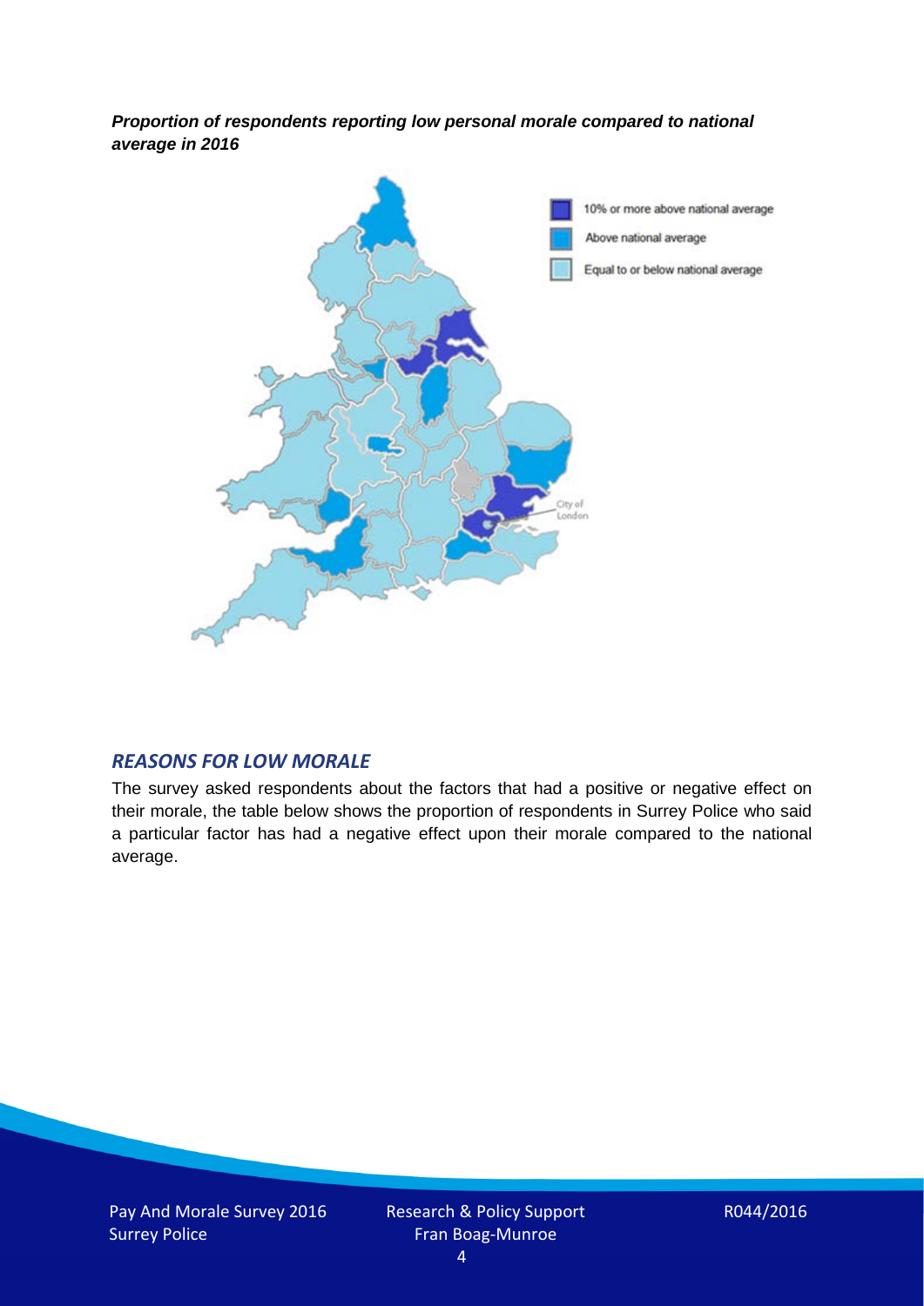***Proportion of respondents reporting low personal morale compared to national average in 2016***

10% or more above national average

Above national average

Equal to or below national average

City of London

## *REASONS FOR LOW MORALE*

The survey asked respondents about the factors that had a positive or negative effect on their morale, the table below shows the proportion of respondents in Surrey Police who said a particular factor has had a negative effect upon their morale compared to the national average.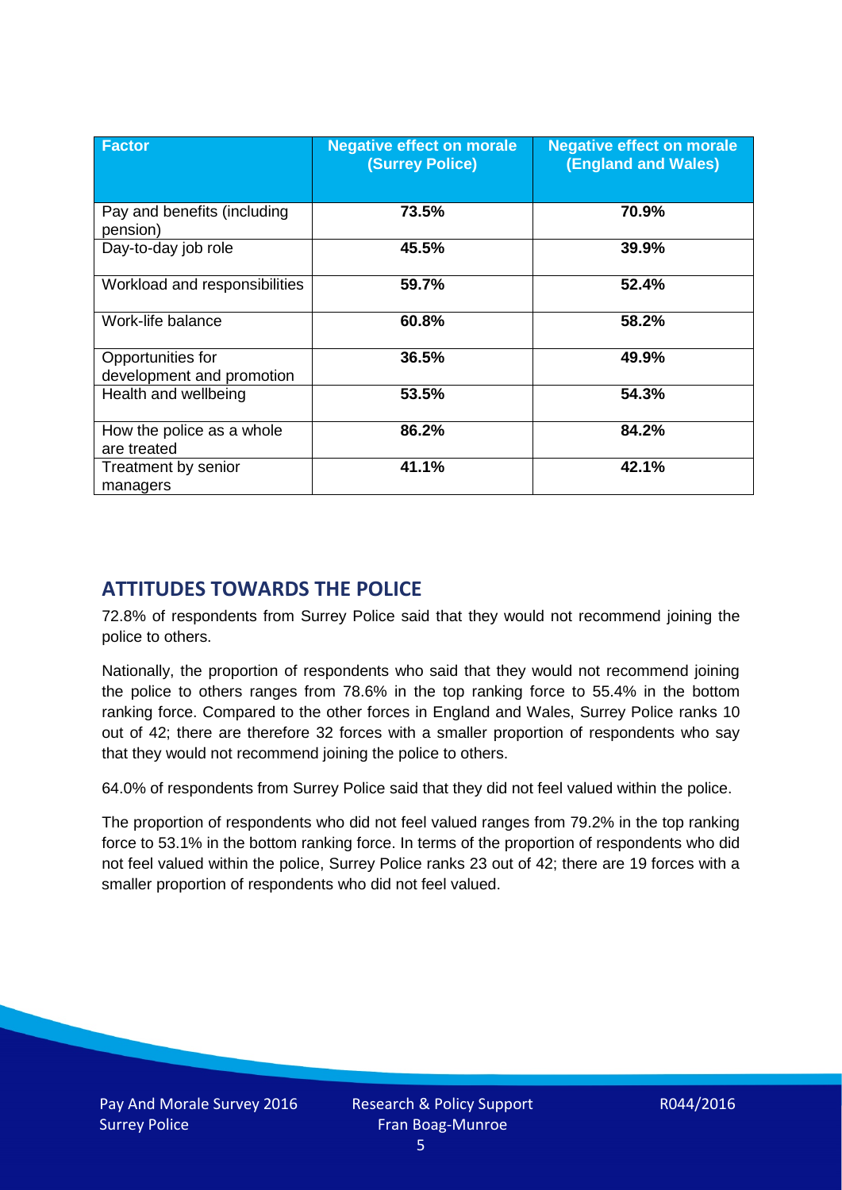| Factor | Negative effect on morale (Surrey Police) | Negative effect on morale (England and Wales) |
| --- | --- | --- |
| Pay and benefits (including pension) | 73.5% | 70.9% |
| Day-to-day job role | 45.5% | 39.9% |
| Workload and responsibilities | 59.7% | 52.4% |
| Work-life balance | 60.8% | 58.2% |
| Opportunities for development and promotion | 36.5% | 49.9% |
| Health and wellbeing | 53.5% | 54.3% |
| How the police as a whole are treated | 86.2% | 84.2% |
| Treatment by senior managers | 41.1% | 42.1% |

## ATTITUDES TOWARDS THE POLICE

72.8% of respondents from Surrey Police said that they would not recommend joining the police to others.

Nationally, the proportion of respondents who said that they would not recommend joining the police to others ranges from 78.6% in the top ranking force to 55.4% in the bottom ranking force. Compared to the other forces in England and Wales, Surrey Police ranks 10 out of 42; there are therefore 32 forces with a smaller proportion of respondents who say that they would not recommend joining the police to others.

64.0% of respondents from Surrey Police said that they did not feel valued within the police.

The proportion of respondents who did not feel valued ranges from 79.2% in the top ranking force to 53.1% in the bottom ranking force. In terms of the proportion of respondents who did not feel valued within the police, Surrey Police ranks 23 out of 42; there are 19 forces with a smaller proportion of respondents who did not feel valued.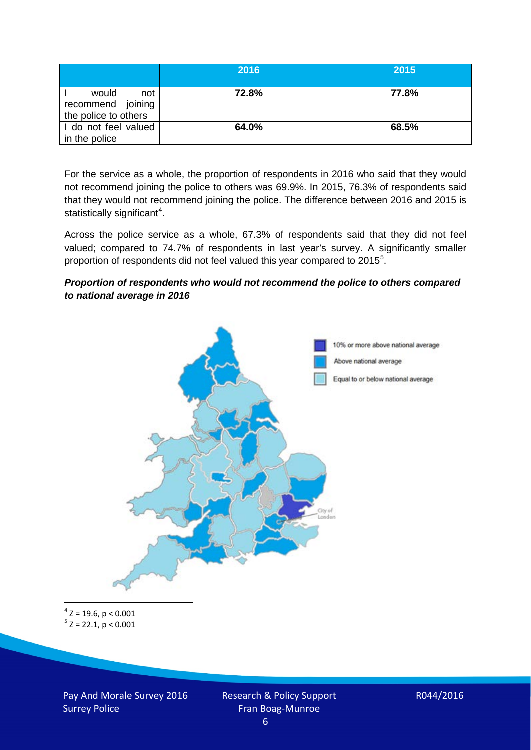| | 2016 | 2015 |
|---|---|---|
| I would not recommend joining the police to others | **72.8%** | **77.8%** |
| I do not feel valued in the police | **64.0%** | **68.5%** |

For the service as a whole, the proportion of respondents in 2016 who said that they would not recommend joining the police to others was 69.9%. In 2015, 76.3% of respondents said that they would not recommend joining the police. The difference between 2016 and 2015 is statistically significant[4].

Across the police service as a whole, 67.3% of respondents said that they did not feel valued; compared to 74.7% of respondents in last year's survey. A significantly smaller proportion of respondents did not feel valued this year compared to 2015[5].

***Proportion of respondents who would not recommend the police to others compared to national average in 2016***

10% or more above national average

Above national average

Equal to or below national average

City of London

[4] $Z = 19.6$, $p < 0.001$

[5] $Z = 22.1$, $p < 0.001$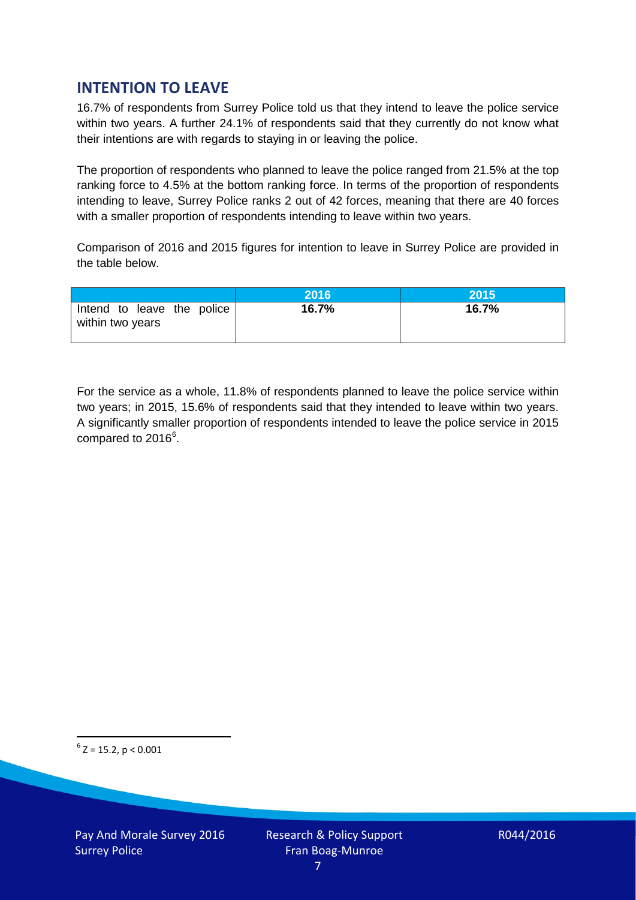## INTENTION TO LEAVE

16.7% of respondents from Surrey Police told us that they intend to leave the police service within two years. A further 24.1% of respondents said that they currently do not know what their intentions are with regards to staying in or leaving the police.

The proportion of respondents who planned to leave the police ranged from 21.5% at the top ranking force to 4.5% at the bottom ranking force. In terms of the proportion of respondents intending to leave, Surrey Police ranks 2 out of 42 forces, meaning that there are 40 forces with a smaller proportion of respondents intending to leave within two years.

Comparison of 2016 and 2015 figures for intention to leave in Surrey Police are provided in the table below.

| | 2016 | 2015 |
|---|---|---|
| Intend to leave the police within two years | **16.7%** | **16.7%** |

For the service as a whole, 11.8% of respondents planned to leave the police service within two years; in 2015, 15.6% of respondents said that they intended to leave within two years. A significantly smaller proportion of respondents intended to leave the police service in 2015 compared to 2016[6].

[6] $Z = 15.2$, $p < 0.001$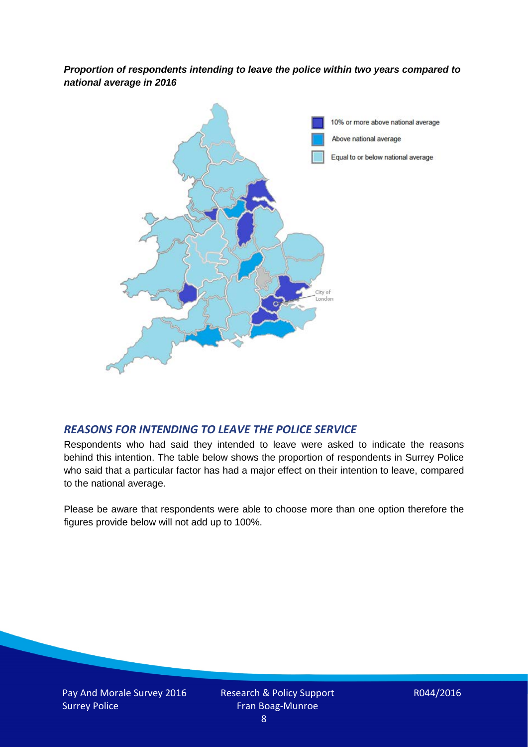***Proportion of respondents intending to leave the police within two years compared to national average in 2016***

10% or more above national average

Above national average

Equal to or below national average

City of London

## *REASONS FOR INTENDING TO LEAVE THE POLICE SERVICE*

Respondents who had said they intended to leave were asked to indicate the reasons behind this intention. The table below shows the proportion of respondents in Surrey Police who said that a particular factor has had a major effect on their intention to leave, compared to the national average.

Please be aware that respondents were able to choose more than one option therefore the figures provide below will not add up to 100%.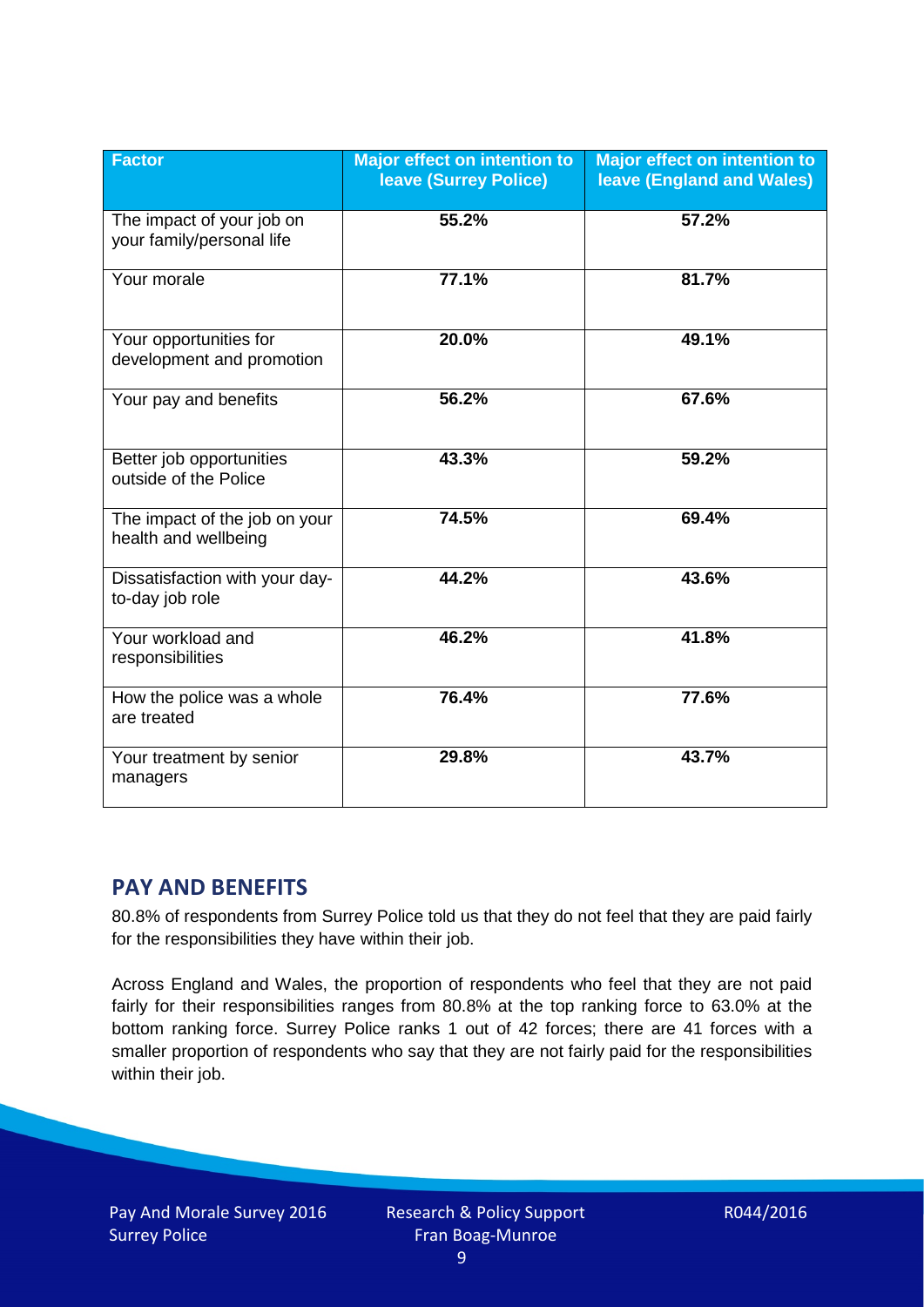| Factor | Major effect on intention to leave (Surrey Police) | Major effect on intention to leave (England and Wales) |
|---|---|---|
| The impact of your job on your family/personal life | 55.2% | 57.2% |
| Your morale | 77.1% | 81.7% |
| Your opportunities for development and promotion | 20.0% | 49.1% |
| Your pay and benefits | 56.2% | 67.6% |
| Better job opportunities outside of the Police | 43.3% | 59.2% |
| The impact of the job on your health and wellbeing | 74.5% | 69.4% |
| Dissatisfaction with your day-to-day job role | 44.2% | 43.6% |
| Your workload and responsibilities | 46.2% | 41.8% |
| How the police was a whole are treated | 76.4% | 77.6% |
| Your treatment by senior managers | 29.8% | 43.7% |

## PAY AND BENEFITS

80.8% of respondents from Surrey Police told us that they do not feel that they are paid fairly for the responsibilities they have within their job.

Across England and Wales, the proportion of respondents who feel that they are not paid fairly for their responsibilities ranges from 80.8% at the top ranking force to 63.0% at the bottom ranking force. Surrey Police ranks 1 out of 42 forces; there are 41 forces with a smaller proportion of respondents who say that they are not fairly paid for the responsibilities within their job.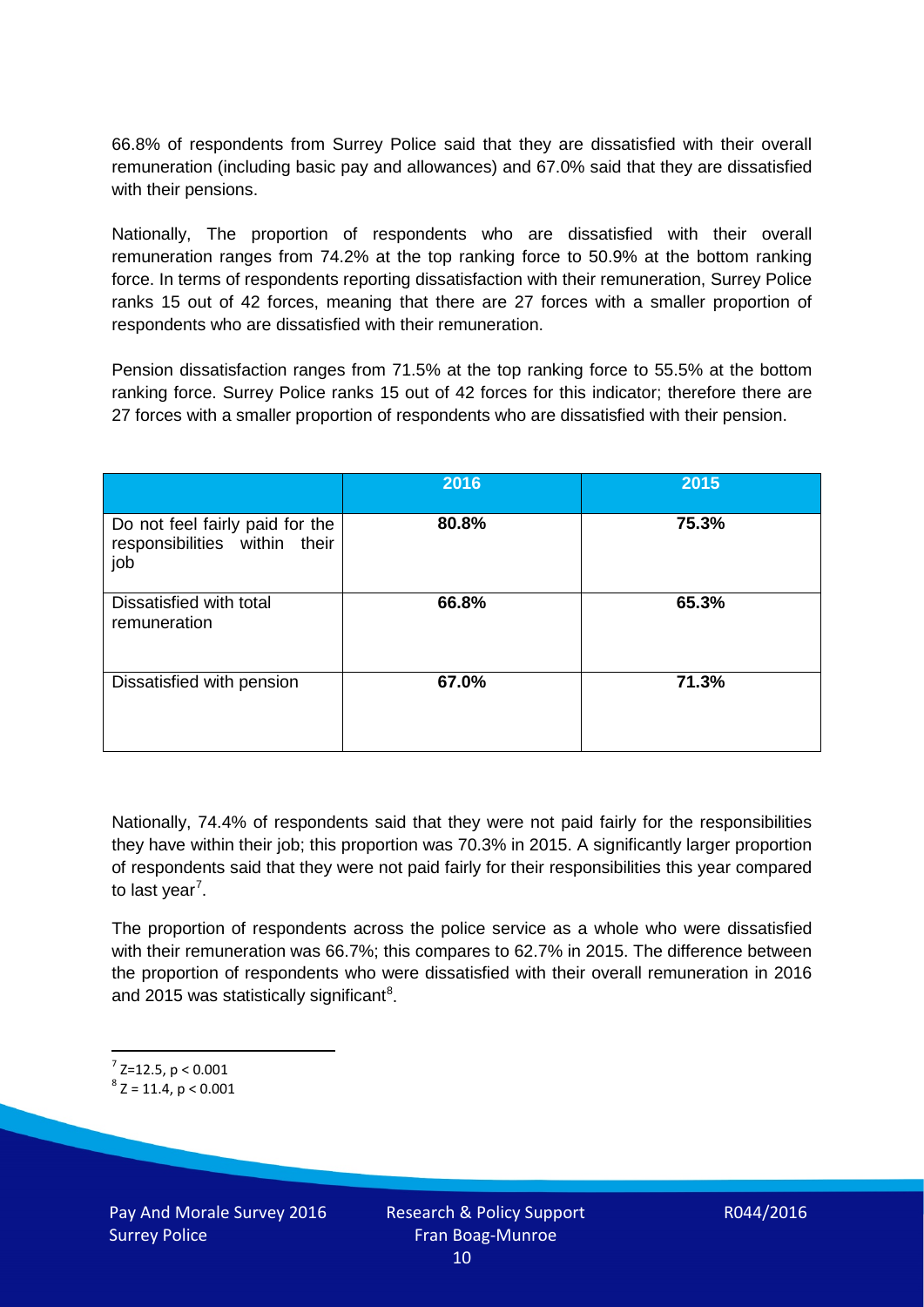66.8% of respondents from Surrey Police said that they are dissatisfied with their overall remuneration (including basic pay and allowances) and 67.0% said that they are dissatisfied with their pensions.

Nationally, The proportion of respondents who are dissatisfied with their overall remuneration ranges from 74.2% at the top ranking force to 50.9% at the bottom ranking force. In terms of respondents reporting dissatisfaction with their remuneration, Surrey Police ranks 15 out of 42 forces, meaning that there are 27 forces with a smaller proportion of respondents who are dissatisfied with their remuneration.

Pension dissatisfaction ranges from 71.5% at the top ranking force to 55.5% at the bottom ranking force. Surrey Police ranks 15 out of 42 forces for this indicator; therefore there are 27 forces with a smaller proportion of respondents who are dissatisfied with their pension.

| | 2016 | 2015 |
|---|---|---|
| Do not feel fairly paid for the responsibilities within their job | **80.8%** | **75.3%** |
| Dissatisfied with total remuneration | **66.8%** | **65.3%** |
| Dissatisfied with pension | **67.0%** | **71.3%** |

Nationally, 74.4% of respondents said that they were not paid fairly for the responsibilities they have within their job; this proportion was 70.3% in 2015. A significantly larger proportion of respondents said that they were not paid fairly for their responsibilities this year compared to last year[7].

The proportion of respondents across the police service as a whole who were dissatisfied with their remuneration was 66.7%; this compares to 62.7% in 2015. The difference between the proportion of respondents who were dissatisfied with their overall remuneration in 2016 and 2015 was statistically significant[8].

[7] $Z=12.5$, $p < 0.001$

[8] $Z = 11.4$, $p < 0.001$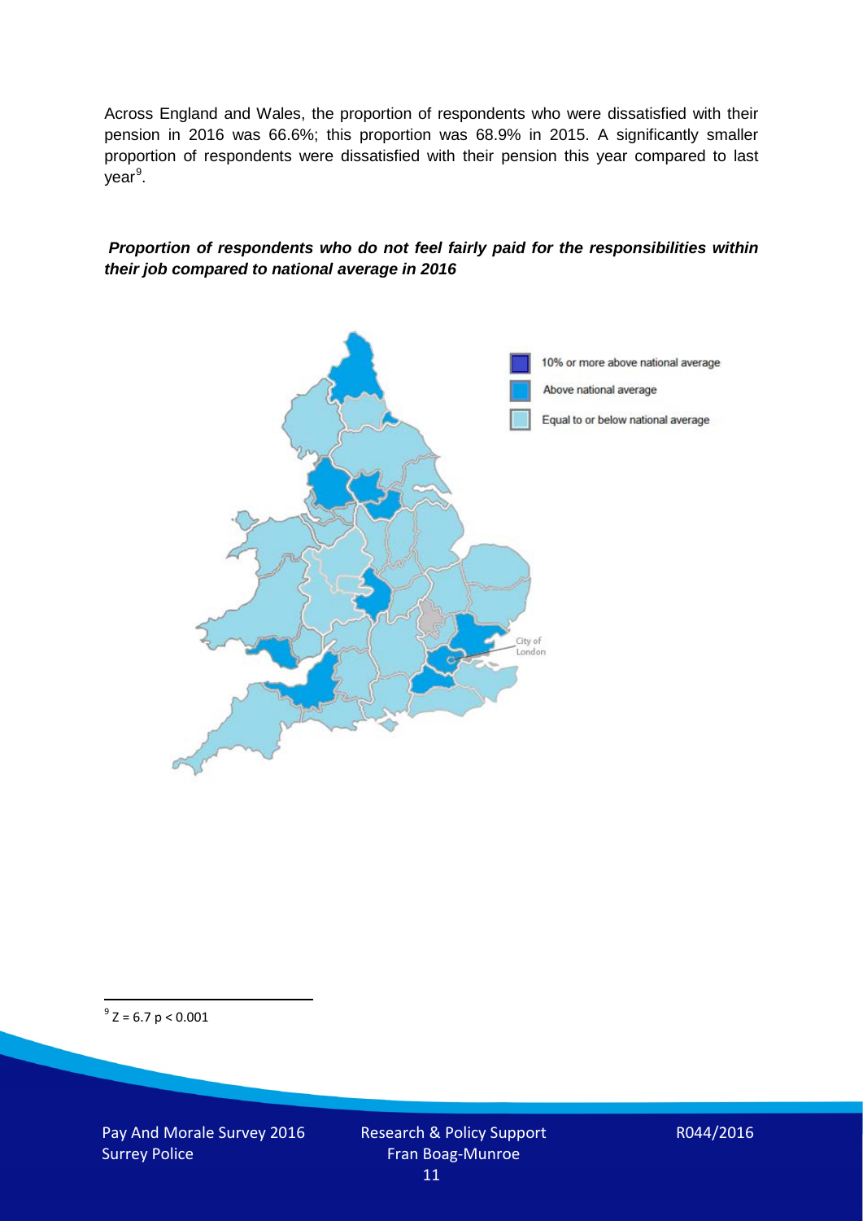Across England and Wales, the proportion of respondents who were dissatisfied with their pension in 2016 was 66.6%; this proportion was 68.9% in 2015. A significantly smaller proportion of respondents were dissatisfied with their pension this year compared to last year[9].

***Proportion of respondents who do not feel fairly paid for the responsibilities within their job compared to national average in 2016***

10% or more above national average

Above national average

Equal to or below national average

City of London

[9] $Z = 6.7$ $p < 0.001$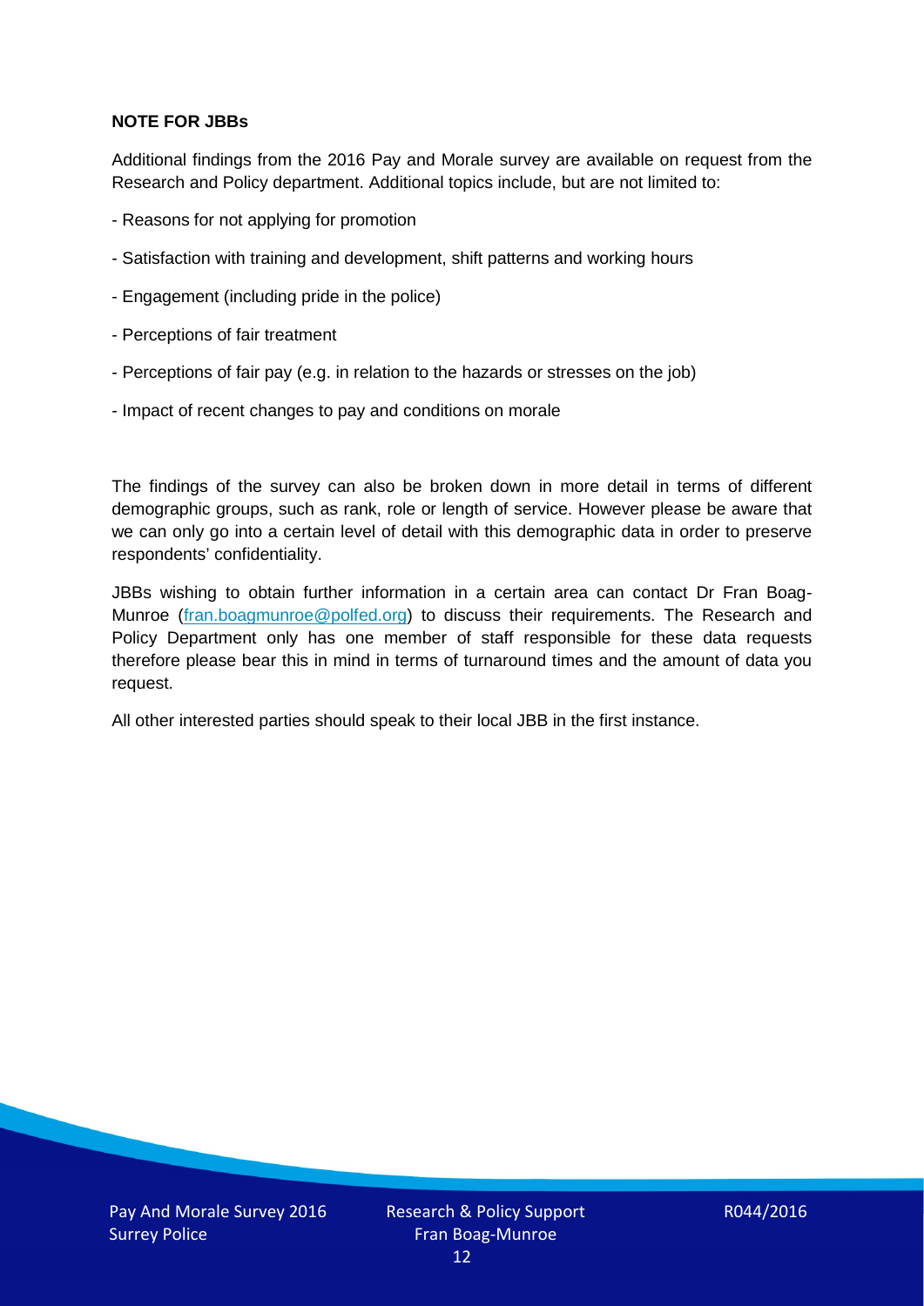**NOTE FOR JBBs**

Additional findings from the 2016 Pay and Morale survey are available on request from the Research and Policy department. Additional topics include, but are not limited to:

- Reasons for not applying for promotion
- Satisfaction with training and development, shift patterns and working hours
- Engagement (including pride in the police)
- Perceptions of fair treatment
- Perceptions of fair pay (e.g. in relation to the hazards or stresses on the job)
- Impact of recent changes to pay and conditions on morale

The findings of the survey can also be broken down in more detail in terms of different demographic groups, such as rank, role or length of service. However please be aware that we can only go into a certain level of detail with this demographic data in order to preserve respondents' confidentiality.

JBBs wishing to obtain further information in a certain area can contact Dr Fran Boag-Munroe (fran.boagmunroe@polfed.org) to discuss their requirements. The Research and Policy Department only has one member of staff responsible for these data requests therefore please bear this in mind in terms of turnaround times and the amount of data you request.

All other interested parties should speak to their local JBB in the first instance.